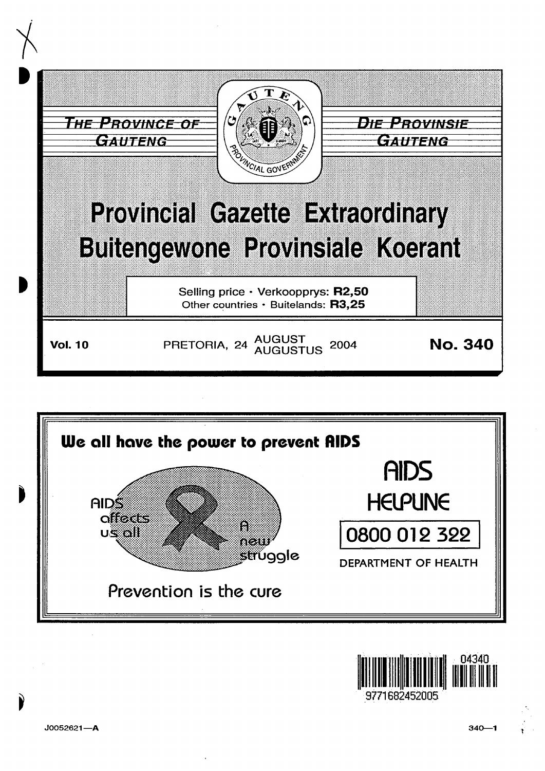THE PROVINCE OF GAUTENG

DIE PROVINSIE GAUTENG

# Provincial Gazette Extraordinary
# Buitengewone Provinsiale Koerant

Selling price · Verkoopprys: **R2,50**
Other countries · Buitelande: **R3,25**

**Vol. 10** PRETORIA, 24 AUGUST AUGUSTUS 2004 **No. 340**

**We all have the power to prevent AIDS**

AIDS affects us all

A new struggle

Prevention is the cure

AIDS HELPLINE

0800 012 322

DEPARTMENT OF HEALTH

J0052621—A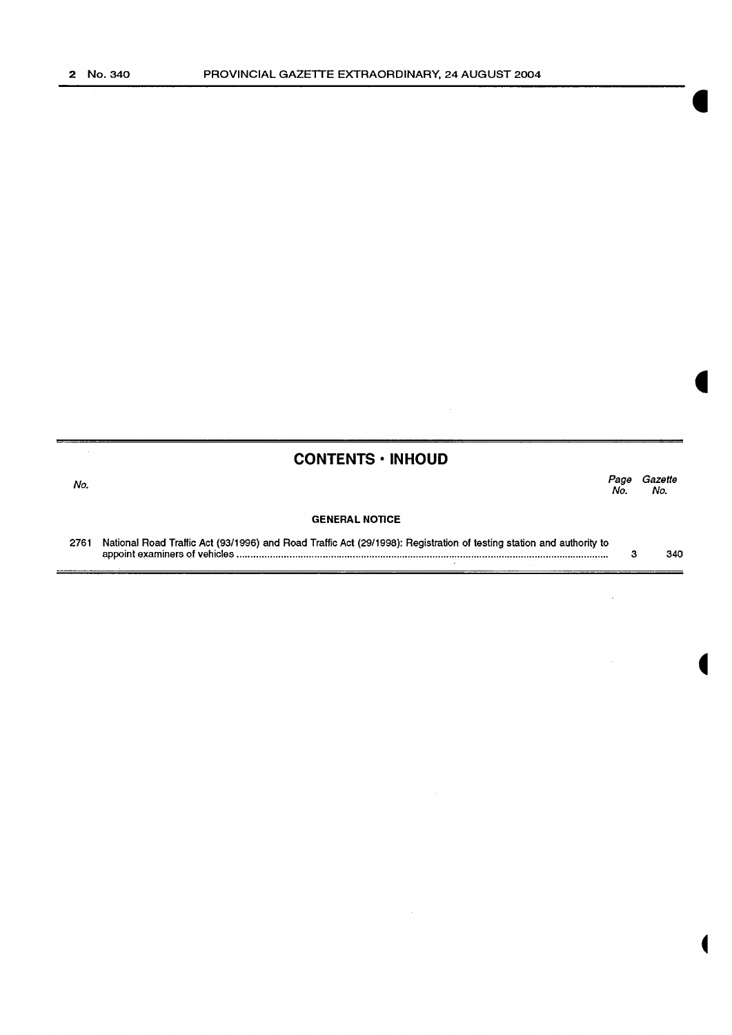## CONTENTS · INHOUD

| No. | | Page No. | Gazette No. |
|---|---|---|---|
| | **GENERAL NOTICE** | | |
| 2761 | National Road Traffic Act (93/1996) and Road Traffic Act (29/1998): Registration of testing station and authority to appoint examiners of vehicles | 3 | 340 |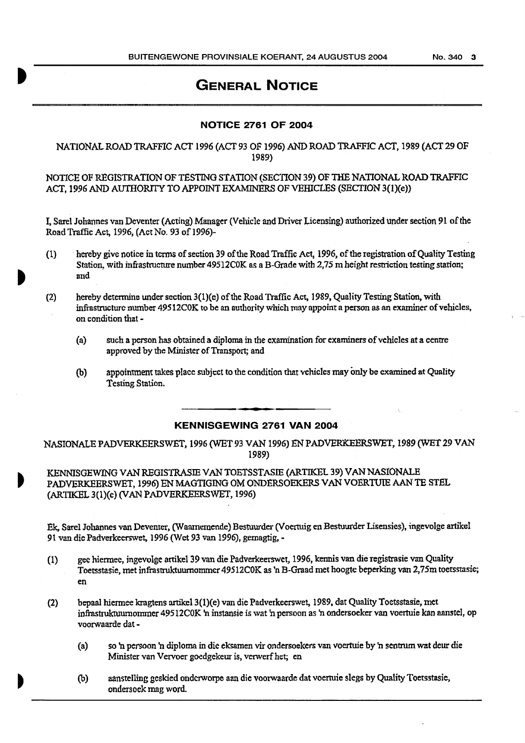# GENERAL NOTICE

## NOTICE 2761 OF 2004

NATIONAL ROAD TRAFFIC ACT 1996 (ACT 93 OF 1996) AND ROAD TRAFFIC ACT, 1989 (ACT 29 OF 1989)

NOTICE OF REGISTRATION OF TESTING STATION (SECTION 39) OF THE NATIONAL ROAD TRAFFIC ACT, 1996 AND AUTHORITY TO APPOINT EXAMINERS OF VEHICLES (SECTION 3(1)(e))

I, Sarel Johannes van Deventer (Acting) Manager (Vehicle and Driver Licensing) authorized under section 91 of the Road Traffic Act, 1996, (Act No. 93 of 1996)-

(1) hereby give notice in terms of section 39 of the Road Traffic Act, 1996, of the registration of Quality Testing Station, with infrastructure number 49512C0K as a B-Grade with 2,75 m height restriction testing station; and

(2) hereby determine under section 3(1)(e) of the Road Traffic Act, 1989, Quality Testing Station, with infrastructure number 49512C0K to be an authority which may appoint a person as an examiner of vehicles, on condition that -

(a) such a person has obtained a diploma in the examination for examiners of vehicles at a centre approved by the Minister of Transport; and

(b) appointment takes place subject to the condition that vehicles may only be examined at Quality Testing Station.

## KENNISGEWING 2761 VAN 2004

NASIONALE PADVERKEERSWET, 1996 (WET 93 VAN 1996) EN PADVERKEERSWET, 1989 (WET 29 VAN 1989)

KENNISGEWING VAN REGISTRASIE VAN TOETSSTASIE (ARTIKEL 39) VAN NASIONALE PADVERKEERSWET, 1996) EN MAGTIGING OM ONDERSOEKERS VAN VOERTUIE AAN TE STEL (ARTIKEL 3(1)(e) (VAN PADVERKEERSWET, 1996)

Ek, Sarel Johannes van Deventer, (Waarnemende) Bestuurder (Voertuig en Bestuurder Lisensies), ingevolge artikel 91 van die Padverkeerswet, 1996 (Wet 93 van 1996), gemagtig, -

(1) gee hiermee, ingevolge artikel 39 van die Padverkeerswet, 1996, kennis van die registrasie van Quality Toetsstasie, met infrastruktuurnommer 49512C0K as 'n B-Graad met hoogte beperking van 2,75m toetsstasie; en

(2) bepaal hiermee kragtens artikel 3(1)(e) van die Padverkeerswet, 1989, dat Quality Toetsstasie, met infrastruktuurnommer 49512C0K 'n instansie is wat 'n persoon as 'n ondersoeker van voertuie kan aanstel, op voorwaarde dat -

(a) so 'n persoon 'n diploma in die eksamen vir ondersoekers van voertuie by 'n sentrum wat deur die Minister van Vervoer goedgekeur is, verwerf het; en

(b) aanstelling geskied onderworpe aan die voorwaarde dat voertuie slegs by Quality Toetsstasie, ondersoek mag word.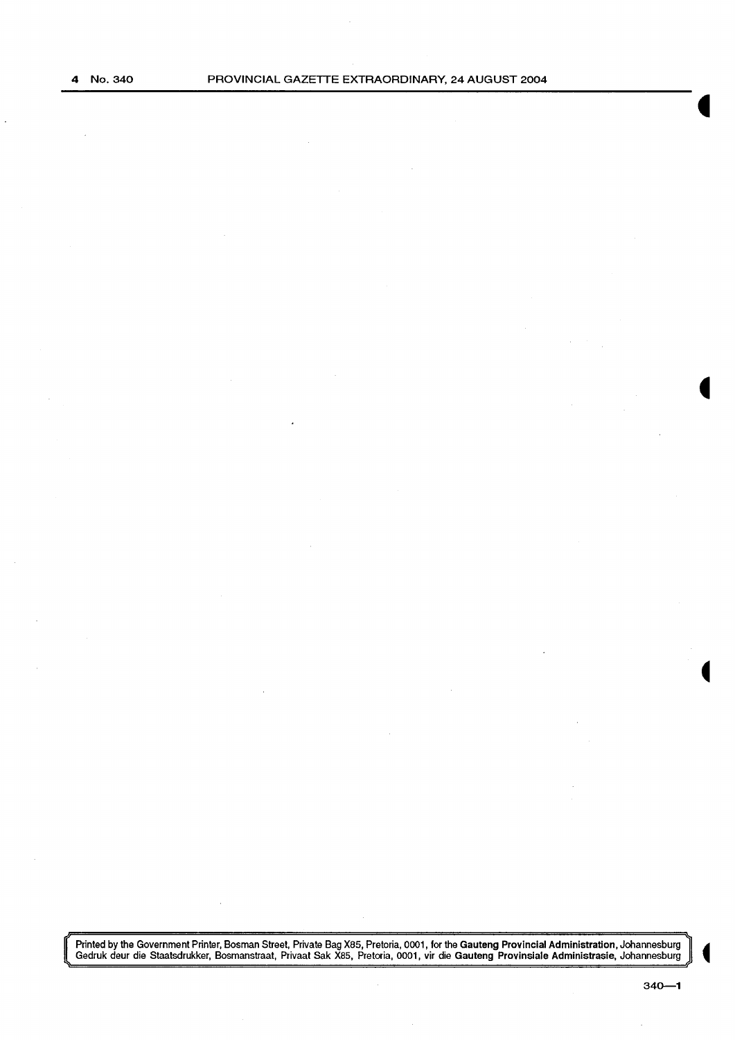Printed by the Government Printer, Bosman Street, Private Bag X85, Pretoria, 0001, for the **Gauteng Provincial Administration**, Johannesburg
Gedruk deur die Staatsdrukker, Bosmanstraat, Privaat Sak X85, Pretoria, 0001, vir die **Gauteng Provinsiale Administrasie**, Johannesburg

340—1